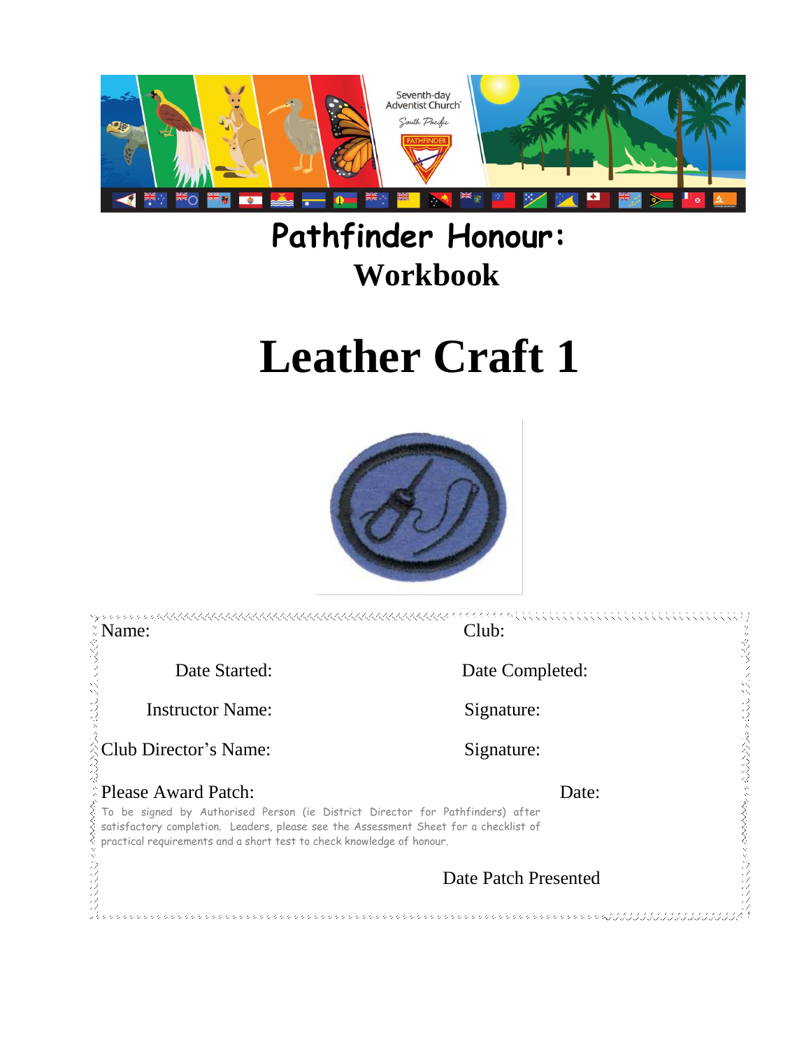Seventh-day Adventist Church South Pacific

PATHFINDER

# Pathfinder Honour:
## Workbook

# Leather Craft 1

Name: Club:

Date Started: Date Completed:

Instructor Name: Signature:

Club Director's Name: Signature:

Please Award Patch: Date:

To be signed by Authorised Person (ie District Director for Pathfinders) after satisfactory completion. Leaders, please see the Assessment Sheet for a checklist of practical requirements and a short test to check knowledge of honour.

Date Patch Presented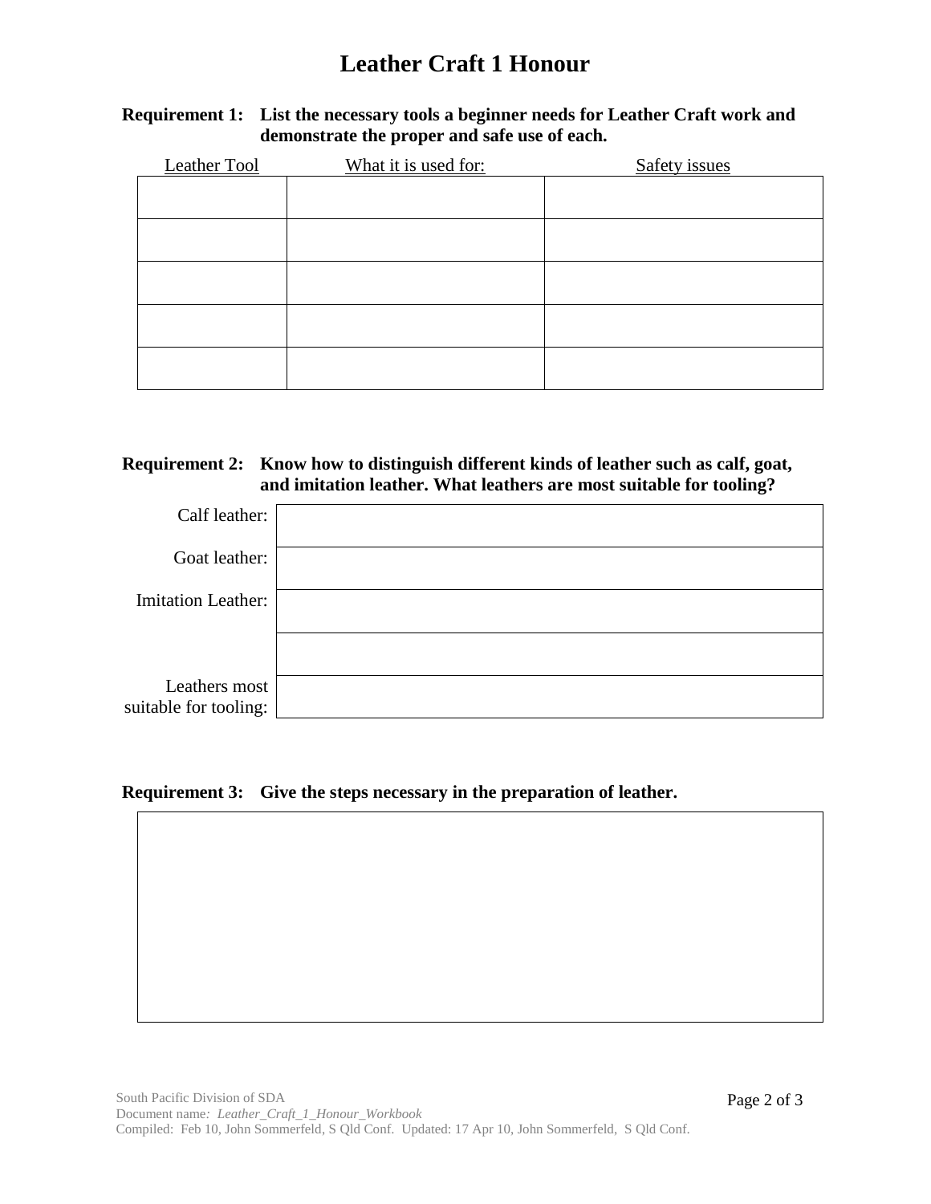# Leather Craft 1 Honour

**Requirement 1: List the necessary tools a beginner needs for Leather Craft work and demonstrate the proper and safe use of each.**

| Leather Tool | What it is used for: | Safety issues |
|---|---|---|
| | | |
| | | |
| | | |
| | | |
| | | |

**Requirement 2: Know how to distinguish different kinds of leather such as calf, goat, and imitation leather. What leathers are most suitable for tooling?**

| | |
|---|---|
| Calf leather: | |
| Goat leather: | |
| Imitation Leather: | |
| | |
| Leathers most suitable for tooling: | |

**Requirement 3: Give the steps necessary in the preparation of leather.**

| |
|---|
| |

South Pacific Division of SDA
Document name: *Leather_Craft_1_Honour_Workbook*
Compiled: Feb 10, John Sommerfeld, S Qld Conf. Updated: 17 Apr 10, John Sommerfeld, S Qld Conf.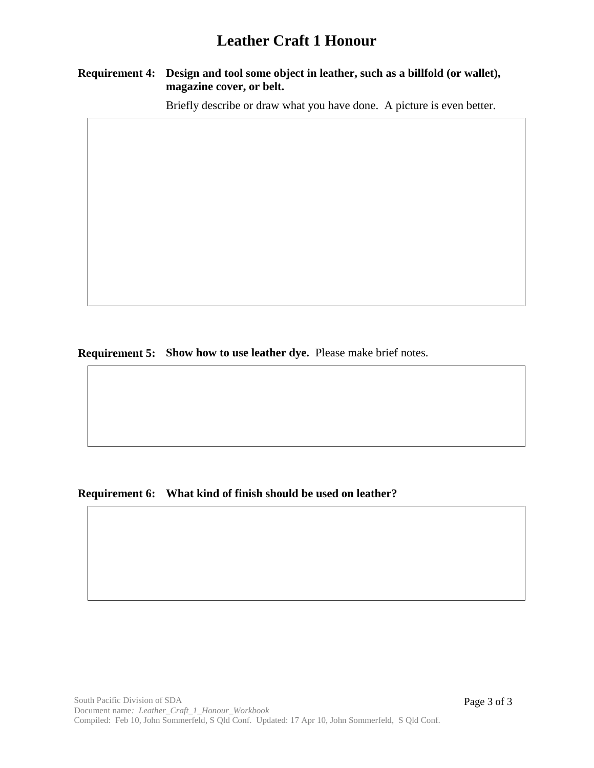# Leather Craft 1 Honour

**Requirement 4: Design and tool some object in leather, such as a billfold (or wallet), magazine cover, or belt.**

Briefly describe or draw what you have done. A picture is even better.

**Requirement 5: Show how to use leather dye.** Please make brief notes.

**Requirement 6: What kind of finish should be used on leather?**

South Pacific Division of SDA
Document name*: Leather_Craft_1_Honour_Workbook*
Compiled: Feb 10, John Sommerfeld, S Qld Conf. Updated: 17 Apr 10, John Sommerfeld, S Qld Conf.